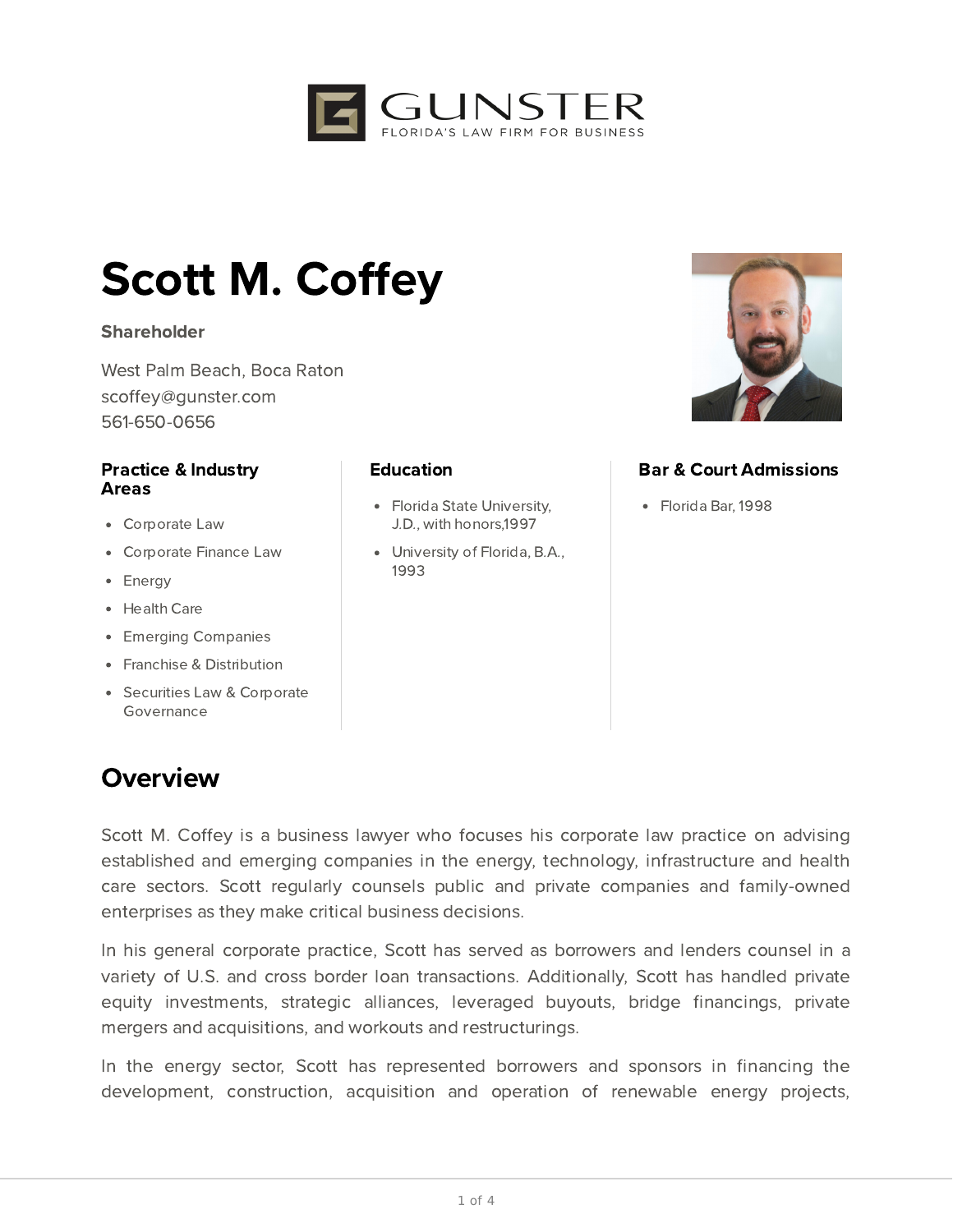GUNSTER
FLORIDA'S LAW FIRM FOR BUSINESS

# Scott M. Coffey

**Shareholder**

West Palm Beach, Boca Raton
scoffey@gunster.com
561-650-0656

### Practice & Industry Areas

- Corporate Law
- Corporate Finance Law
- Energy
- Health Care
- Emerging Companies
- Franchise & Distribution
- Securities Law & Corporate Governance

### Education

- Florida State University, J.D., with honors,1997
- University of Florida, B.A., 1993

### Bar & Court Admissions

- Florida Bar, 1998

## Overview

Scott M. Coffey is a business lawyer who focuses his corporate law practice on advising established and emerging companies in the energy, technology, infrastructure and health care sectors. Scott regularly counsels public and private companies and family-owned enterprises as they make critical business decisions.

In his general corporate practice, Scott has served as borrowers and lenders counsel in a variety of U.S. and cross border loan transactions. Additionally, Scott has handled private equity investments, strategic alliances, leveraged buyouts, bridge financings, private mergers and acquisitions, and workouts and restructurings.

In the energy sector, Scott has represented borrowers and sponsors in financing the development, construction, acquisition and operation of renewable energy projects,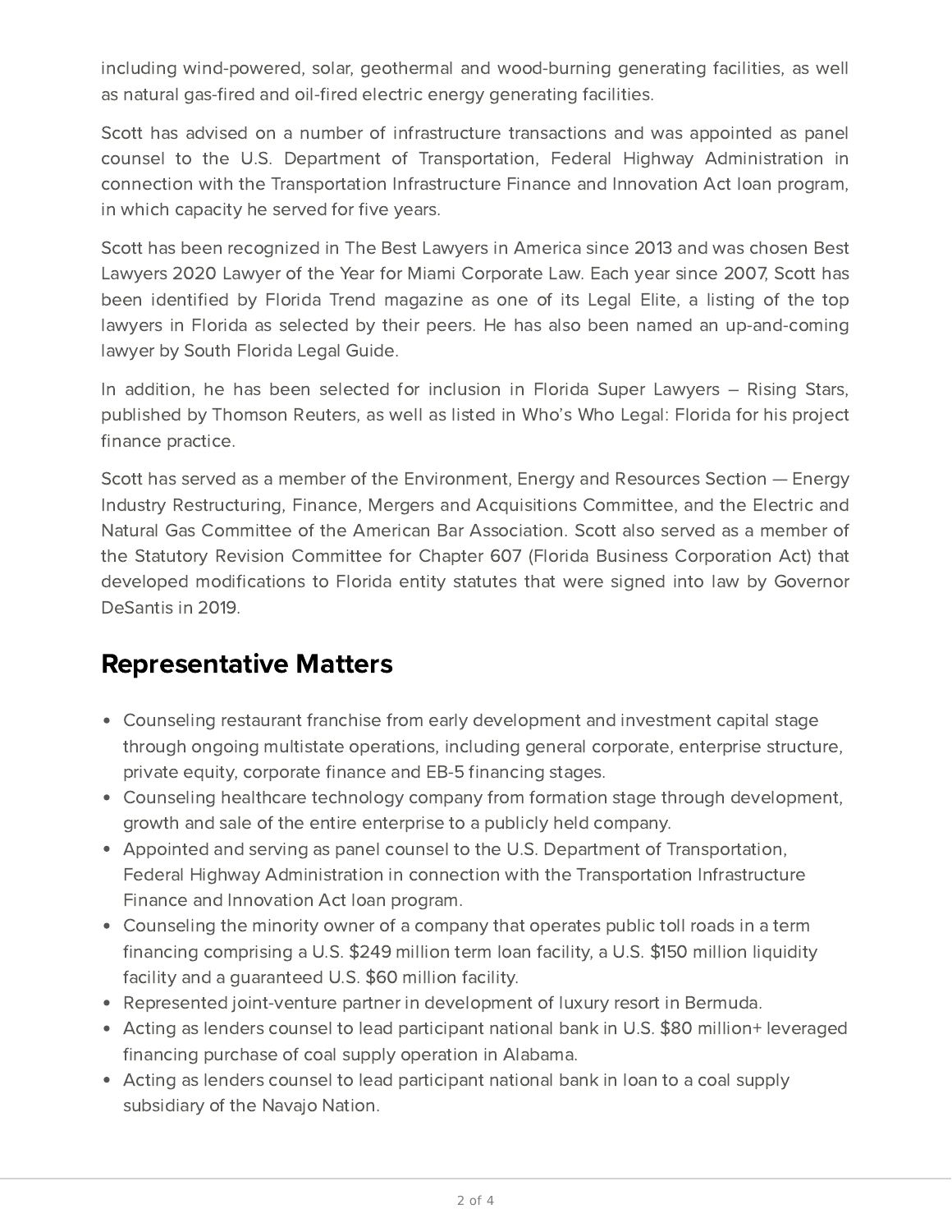including wind-powered, solar, geothermal and wood-burning generating facilities, as well as natural gas-fired and oil-fired electric energy generating facilities.

Scott has advised on a number of infrastructure transactions and was appointed as panel counsel to the U.S. Department of Transportation, Federal Highway Administration in connection with the Transportation Infrastructure Finance and Innovation Act loan program, in which capacity he served for five years.

Scott has been recognized in The Best Lawyers in America since 2013 and was chosen Best Lawyers 2020 Lawyer of the Year for Miami Corporate Law. Each year since 2007, Scott has been identified by Florida Trend magazine as one of its Legal Elite, a listing of the top lawyers in Florida as selected by their peers. He has also been named an up-and-coming lawyer by South Florida Legal Guide.

In addition, he has been selected for inclusion in Florida Super Lawyers – Rising Stars, published by Thomson Reuters, as well as listed in Who's Who Legal: Florida for his project finance practice.

Scott has served as a member of the Environment, Energy and Resources Section — Energy Industry Restructuring, Finance, Mergers and Acquisitions Committee, and the Electric and Natural Gas Committee of the American Bar Association. Scott also served as a member of the Statutory Revision Committee for Chapter 607 (Florida Business Corporation Act) that developed modifications to Florida entity statutes that were signed into law by Governor DeSantis in 2019.

## Representative Matters

- Counseling restaurant franchise from early development and investment capital stage through ongoing multistate operations, including general corporate, enterprise structure, private equity, corporate finance and EB-5 financing stages.
- Counseling healthcare technology company from formation stage through development, growth and sale of the entire enterprise to a publicly held company.
- Appointed and serving as panel counsel to the U.S. Department of Transportation, Federal Highway Administration in connection with the Transportation Infrastructure Finance and Innovation Act loan program.
- Counseling the minority owner of a company that operates public toll roads in a term financing comprising a U.S. $249 million term loan facility, a U.S. $150 million liquidity facility and a guaranteed U.S. $60 million facility.
- Represented joint-venture partner in development of luxury resort in Bermuda.
- Acting as lenders counsel to lead participant national bank in U.S. $80 million+ leveraged financing purchase of coal supply operation in Alabama.
- Acting as lenders counsel to lead participant national bank in loan to a coal supply subsidiary of the Navajo Nation.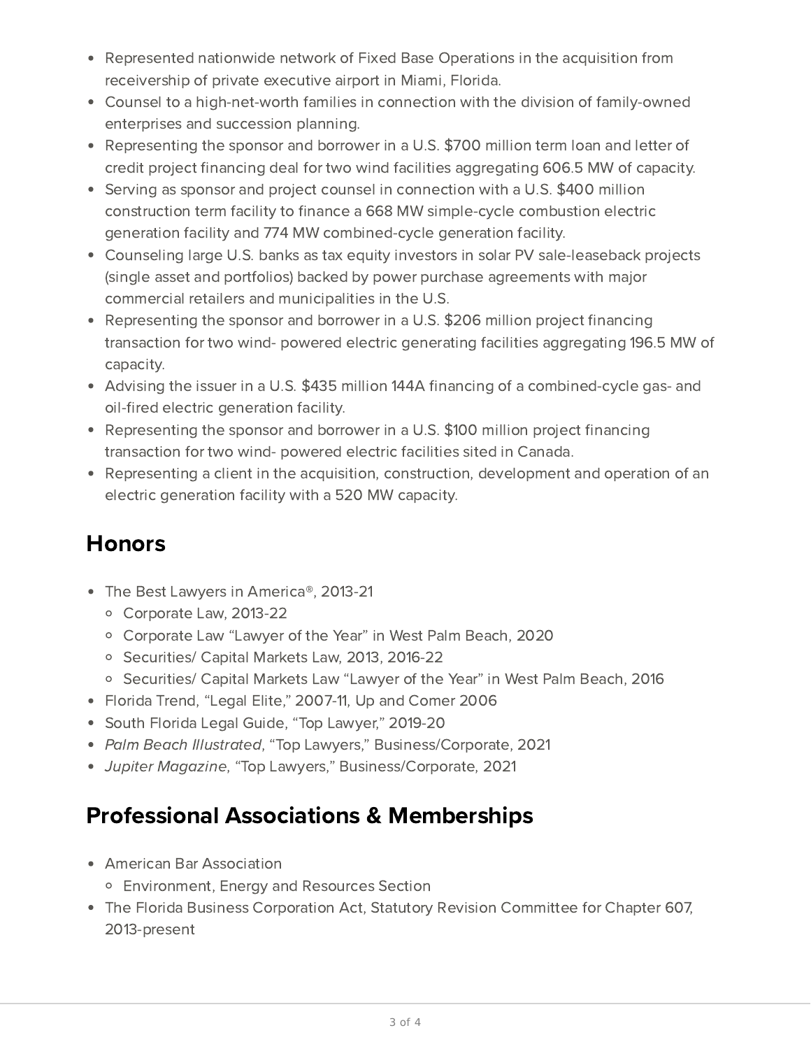- Represented nationwide network of Fixed Base Operations in the acquisition from receivership of private executive airport in Miami, Florida.
- Counsel to a high-net-worth families in connection with the division of family-owned enterprises and succession planning.
- Representing the sponsor and borrower in a U.S. $700 million term loan and letter of credit project financing deal for two wind facilities aggregating 606.5 MW of capacity.
- Serving as sponsor and project counsel in connection with a U.S. $400 million construction term facility to finance a 668 MW simple-cycle combustion electric generation facility and 774 MW combined-cycle generation facility.
- Counseling large U.S. banks as tax equity investors in solar PV sale-leaseback projects (single asset and portfolios) backed by power purchase agreements with major commercial retailers and municipalities in the U.S.
- Representing the sponsor and borrower in a U.S. $206 million project financing transaction for two wind- powered electric generating facilities aggregating 196.5 MW of capacity.
- Advising the issuer in a U.S. $435 million 144A financing of a combined-cycle gas- and oil-fired electric generation facility.
- Representing the sponsor and borrower in a U.S. $100 million project financing transaction for two wind- powered electric facilities sited in Canada.
- Representing a client in the acquisition, construction, development and operation of an electric generation facility with a 520 MW capacity.

## Honors

- The Best Lawyers in America®, 2013-21
  - Corporate Law, 2013-22
  - Corporate Law "Lawyer of the Year" in West Palm Beach, 2020
  - Securities/ Capital Markets Law, 2013, 2016-22
  - Securities/ Capital Markets Law "Lawyer of the Year" in West Palm Beach, 2016
- Florida Trend, "Legal Elite," 2007-11, Up and Comer 2006
- South Florida Legal Guide, "Top Lawyer," 2019-20
- *Palm Beach Illustrated*, "Top Lawyers," Business/Corporate, 2021
- *Jupiter Magazine*, "Top Lawyers," Business/Corporate, 2021

## Professional Associations & Memberships

- American Bar Association
  - Environment, Energy and Resources Section
- The Florida Business Corporation Act, Statutory Revision Committee for Chapter 607, 2013-present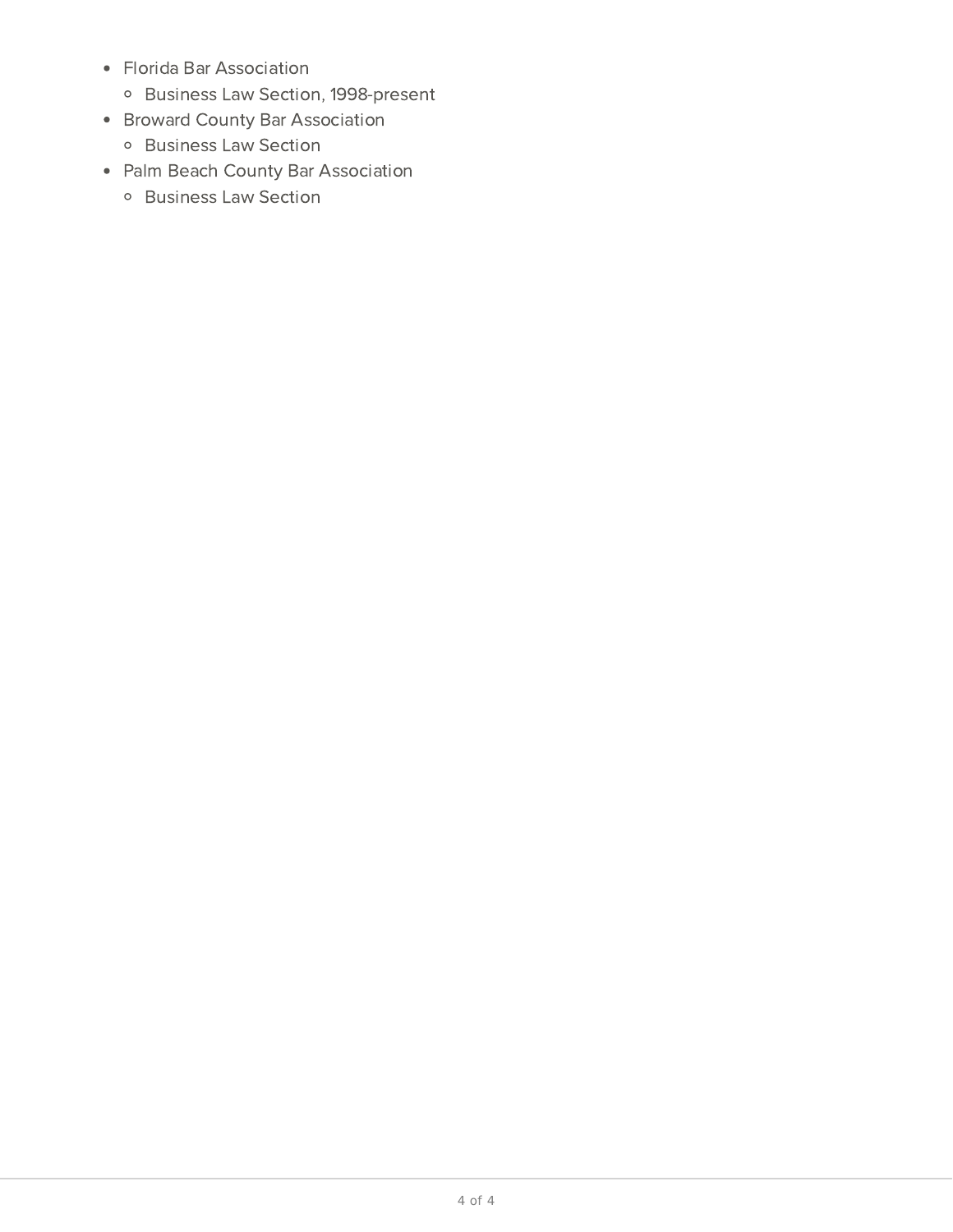- Florida Bar Association
    - Business Law Section, 1998-present
- Broward County Bar Association
    - Business Law Section
- Palm Beach County Bar Association
    - Business Law Section